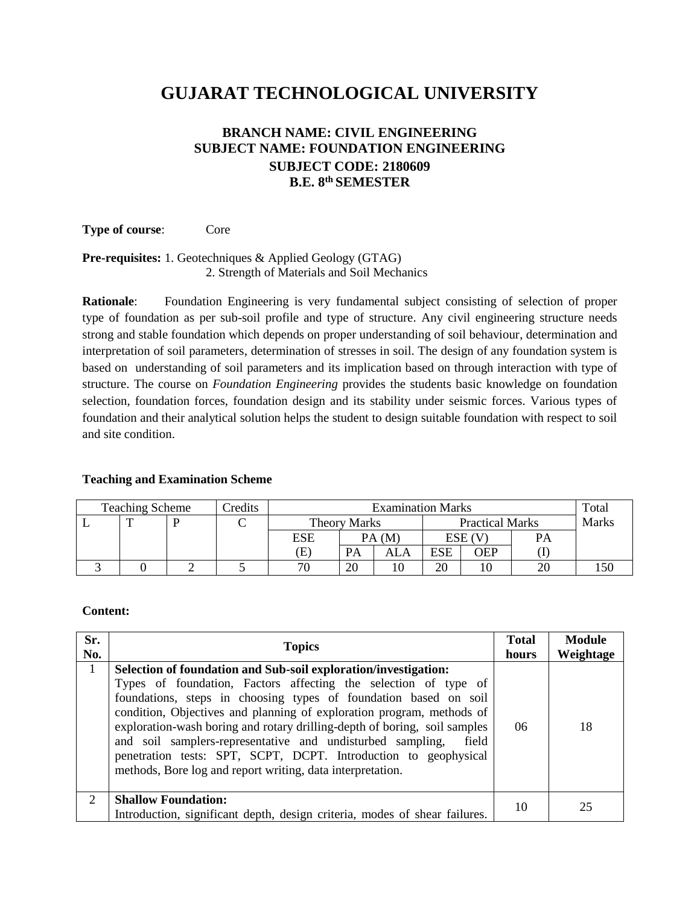# GUJARAT TECHNOLOGICAL UNIVERSITY

### BRANCH NAME: CIVIL ENGINEERING
### SUBJECT NAME: FOUNDATION ENGINEERING
### SUBJECT CODE: 2180609
### B.E. 8th SEMESTER

**Type of course**: Core

**Pre-requisites:** 1. Geotechniques & Applied Geology (GTAG)
2. Strength of Materials and Soil Mechanics

**Rationale**: Foundation Engineering is very fundamental subject consisting of selection of proper type of foundation as per sub-soil profile and type of structure. Any civil engineering structure needs strong and stable foundation which depends on proper understanding of soil behaviour, determination and interpretation of soil parameters, determination of stresses in soil. The design of any foundation system is based on understanding of soil parameters and its implication based on through interaction with type of structure. The course on *Foundation Engineering* provides the students basic knowledge on foundation selection, foundation forces, foundation design and its stability under seismic forces. Various types of foundation and their analytical solution helps the student to design suitable foundation with respect to soil and site condition.

**Teaching and Examination Scheme**

| Teaching Scheme | | | Credits | Examination Marks | | | | | | Total Marks |
|---|---|---|---|---|---|---|---|---|---|---|
| L | T | P | C | Theory Marks | | | Practical Marks | | | |
| | | | | ESE (E) | PA (M) | | ESE (V) | | PA (I) | |
| | | | | | PA | ALA | ESE | OEP | | |
| 3 | 0 | 2 | 5 | 70 | 20 | 10 | 20 | 10 | 20 | 150 |

**Content:**

| Sr. No. | Topics | Total hours | Module Weightage |
|---|---|---|---|
| 1 | **Selection of foundation and Sub-soil exploration/investigation:** Types of foundation, Factors affecting the selection of type of foundations, steps in choosing types of foundation based on soil condition, Objectives and planning of exploration program, methods of exploration-wash boring and rotary drilling-depth of boring, soil samples and soil samplers-representative and undisturbed sampling, field penetration tests: SPT, SCPT, DCPT. Introduction to geophysical methods, Bore log and report writing, data interpretation. | 06 | 18 |
| 2 | **Shallow Foundation:** Introduction, significant depth, design criteria, modes of shear failures. | 10 | 25 |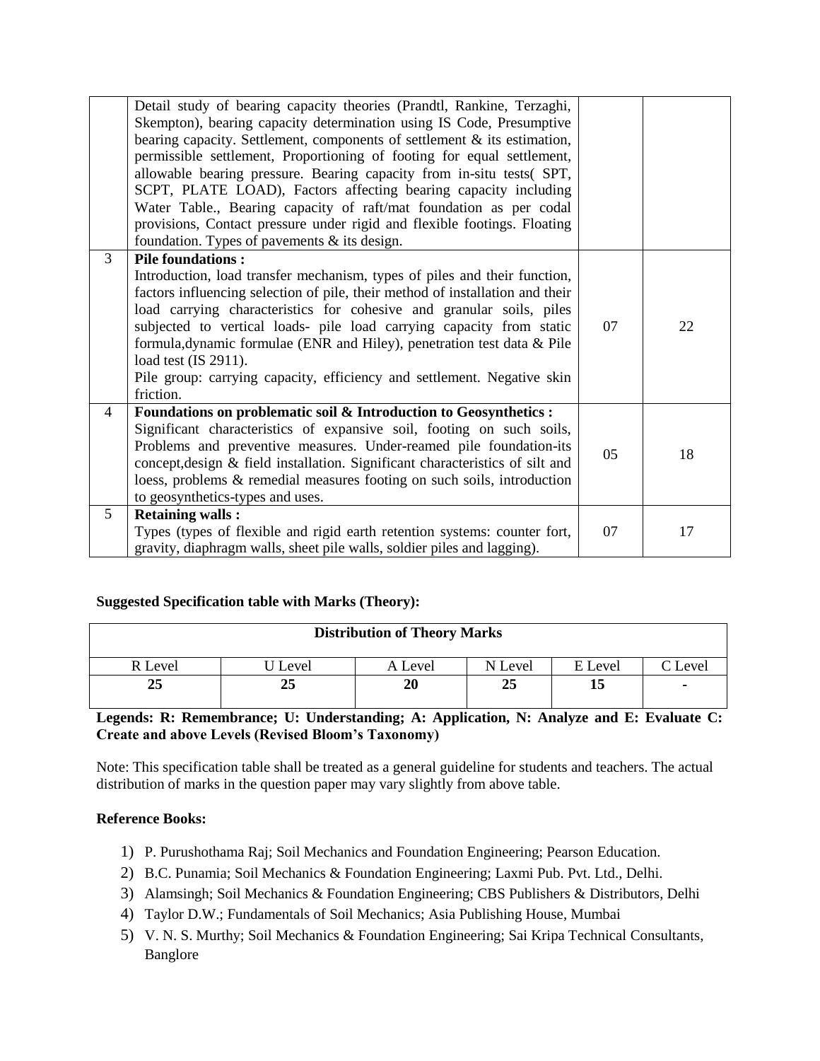| | | | |
|---|---|---|---|
| | Detail study of bearing capacity theories (Prandtl, Rankine, Terzaghi, Skempton), bearing capacity determination using IS Code, Presumptive bearing capacity. Settlement, components of settlement & its estimation, permissible settlement, Proportioning of footing for equal settlement, allowable bearing pressure. Bearing capacity from in-situ tests( SPT, SCPT, PLATE LOAD), Factors affecting bearing capacity including Water Table., Bearing capacity of raft/mat foundation as per codal provisions, Contact pressure under rigid and flexible footings. Floating foundation. Types of pavements & its design. | | |
| 3 | **Pile foundations :** Introduction, load transfer mechanism, types of piles and their function, factors influencing selection of pile, their method of installation and their load carrying characteristics for cohesive and granular soils, piles subjected to vertical loads- pile load carrying capacity from static formula,dynamic formulae (ENR and Hiley), penetration test data & Pile load test (IS 2911). Pile group: carrying capacity, efficiency and settlement. Negative skin friction. | 07 | 22 |
| 4 | **Foundations on problematic soil & Introduction to Geosynthetics :** Significant characteristics of expansive soil, footing on such soils, Problems and preventive measures. Under-reamed pile foundation-its concept,design & field installation. Significant characteristics of silt and loess, problems & remedial measures footing on such soils, introduction to geosynthetics-types and uses. | 05 | 18 |
| 5 | **Retaining walls :** Types (types of flexible and rigid earth retention systems: counter fort, gravity, diaphragm walls, sheet pile walls, soldier piles and lagging). | 07 | 17 |

**Suggested Specification table with Marks (Theory):**

| Distribution of Theory Marks | | | | | |
|---|---|---|---|---|---|
| R Level | U Level | A Level | N Level | E Level | C Level |
| **25** | **25** | **20** | **25** | **15** | **-** |

**Legends: R: Remembrance; U: Understanding; A: Application, N: Analyze and E: Evaluate C: Create and above Levels (Revised Bloom's Taxonomy)**

Note: This specification table shall be treated as a general guideline for students and teachers. The actual distribution of marks in the question paper may vary slightly from above table.

**Reference Books:**

1) P. Purushothama Raj; Soil Mechanics and Foundation Engineering; Pearson Education.
2) B.C. Punamia; Soil Mechanics & Foundation Engineering; Laxmi Pub. Pvt. Ltd., Delhi.
3) Alamsingh; Soil Mechanics & Foundation Engineering; CBS Publishers & Distributors, Delhi
4) Taylor D.W.; Fundamentals of Soil Mechanics; Asia Publishing House, Mumbai
5) V. N. S. Murthy; Soil Mechanics & Foundation Engineering; Sai Kripa Technical Consultants, Banglore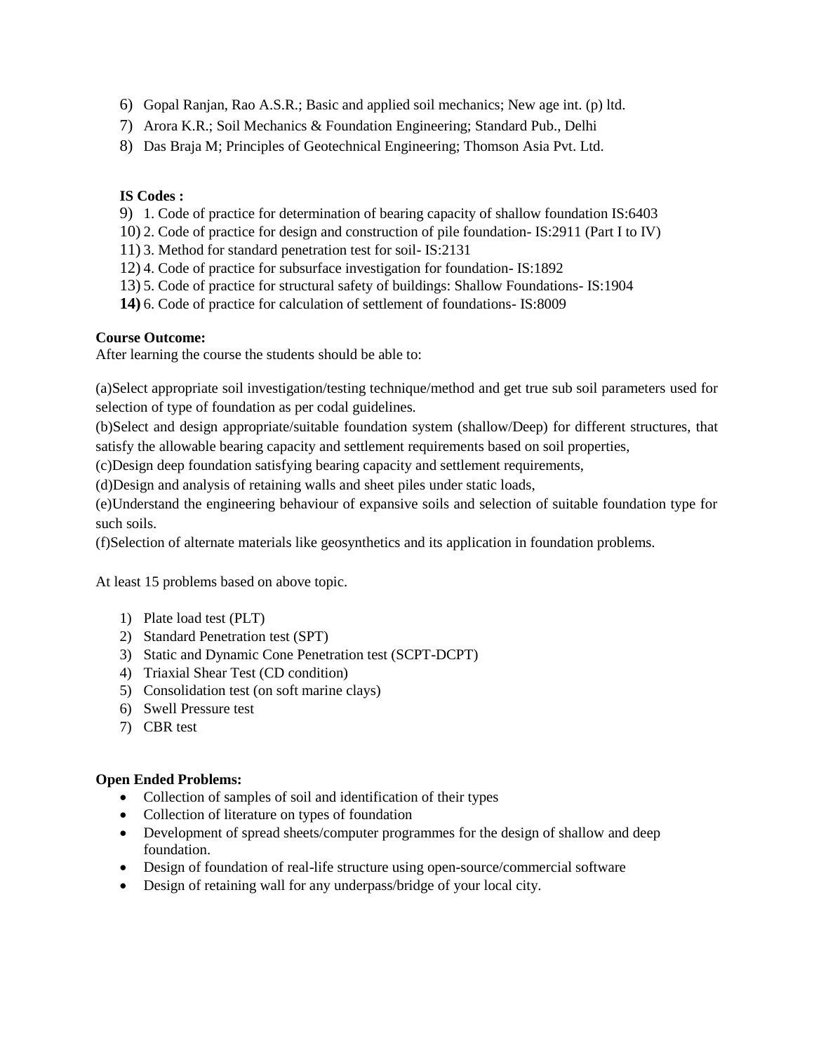6) Gopal Ranjan, Rao A.S.R.; Basic and applied soil mechanics; New age int. (p) ltd.
7) Arora K.R.; Soil Mechanics & Foundation Engineering; Standard Pub., Delhi
8) Das Braja M; Principles of Geotechnical Engineering; Thomson Asia Pvt. Ltd.

**IS Codes :**

9) 1. Code of practice for determination of bearing capacity of shallow foundation IS:6403
10) 2. Code of practice for design and construction of pile foundation- IS:2911 (Part I to IV)
11) 3. Method for standard penetration test for soil- IS:2131
12) 4. Code of practice for subsurface investigation for foundation- IS:1892
13) 5. Code of practice for structural safety of buildings: Shallow Foundations- IS:1904
14) 6. Code of practice for calculation of settlement of foundations- IS:8009

**Course Outcome:**

After learning the course the students should be able to:

(a)Select appropriate soil investigation/testing technique/method and get true sub soil parameters used for selection of type of foundation as per codal guidelines.
(b)Select and design appropriate/suitable foundation system (shallow/Deep) for different structures, that satisfy the allowable bearing capacity and settlement requirements based on soil properties,
(c)Design deep foundation satisfying bearing capacity and settlement requirements,
(d)Design and analysis of retaining walls and sheet piles under static loads,
(e)Understand the engineering behaviour of expansive soils and selection of suitable foundation type for such soils.
(f)Selection of alternate materials like geosynthetics and its application in foundation problems.

At least 15 problems based on above topic.

1) Plate load test (PLT)
2) Standard Penetration test (SPT)
3) Static and Dynamic Cone Penetration test (SCPT-DCPT)
4) Triaxial Shear Test (CD condition)
5) Consolidation test (on soft marine clays)
6) Swell Pressure test
7) CBR test

**Open Ended Problems:**

- Collection of samples of soil and identification of their types
- Collection of literature on types of foundation
- Development of spread sheets/computer programmes for the design of shallow and deep foundation.
- Design of foundation of real-life structure using open-source/commercial software
- Design of retaining wall for any underpass/bridge of your local city.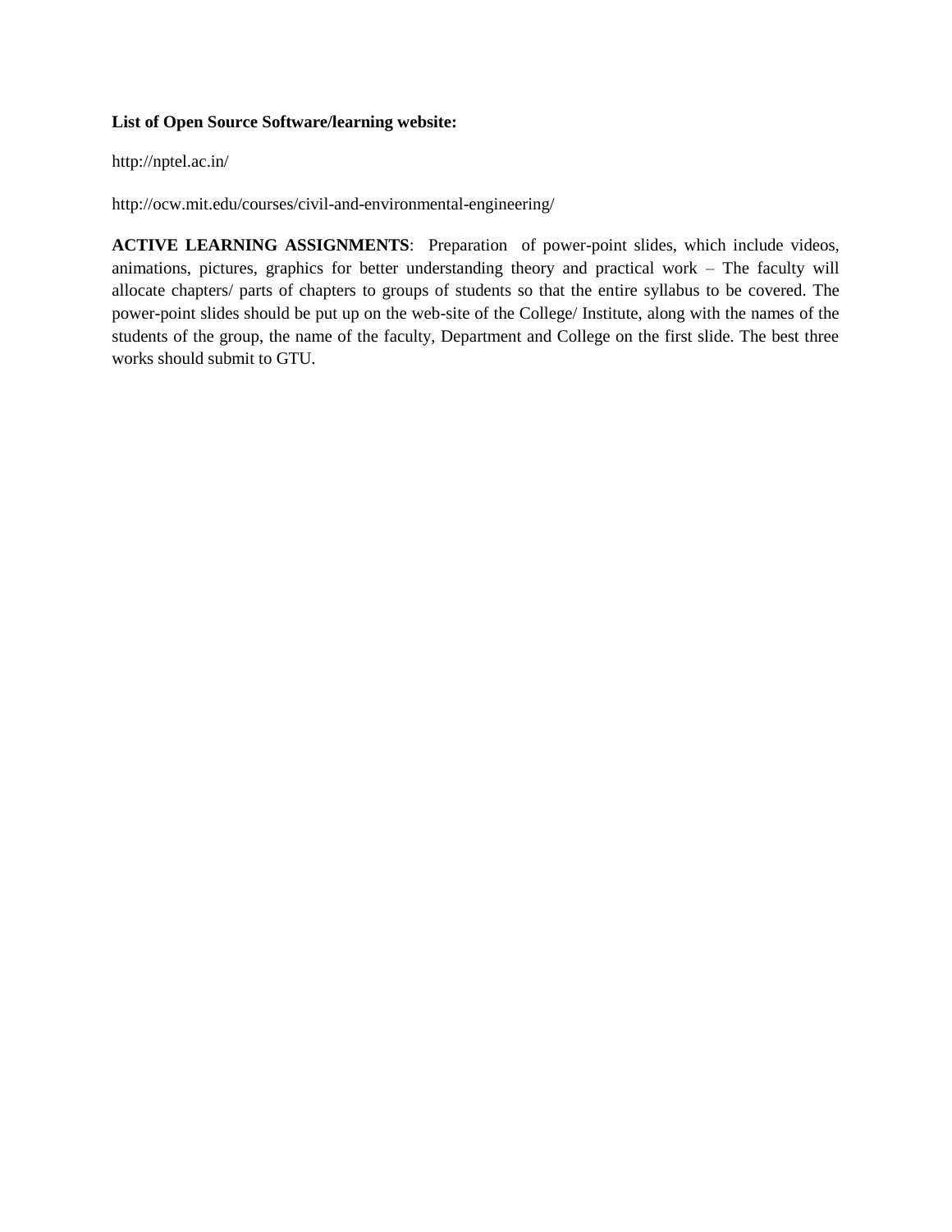**List of Open Source Software/learning website:**

http://nptel.ac.in/

http://ocw.mit.edu/courses/civil-and-environmental-engineering/

**ACTIVE LEARNING ASSIGNMENTS**: Preparation of power-point slides, which include videos, animations, pictures, graphics for better understanding theory and practical work – The faculty will allocate chapters/ parts of chapters to groups of students so that the entire syllabus to be covered. The power-point slides should be put up on the web-site of the College/ Institute, along with the names of the students of the group, the name of the faculty, Department and College on the first slide. The best three works should submit to GTU.